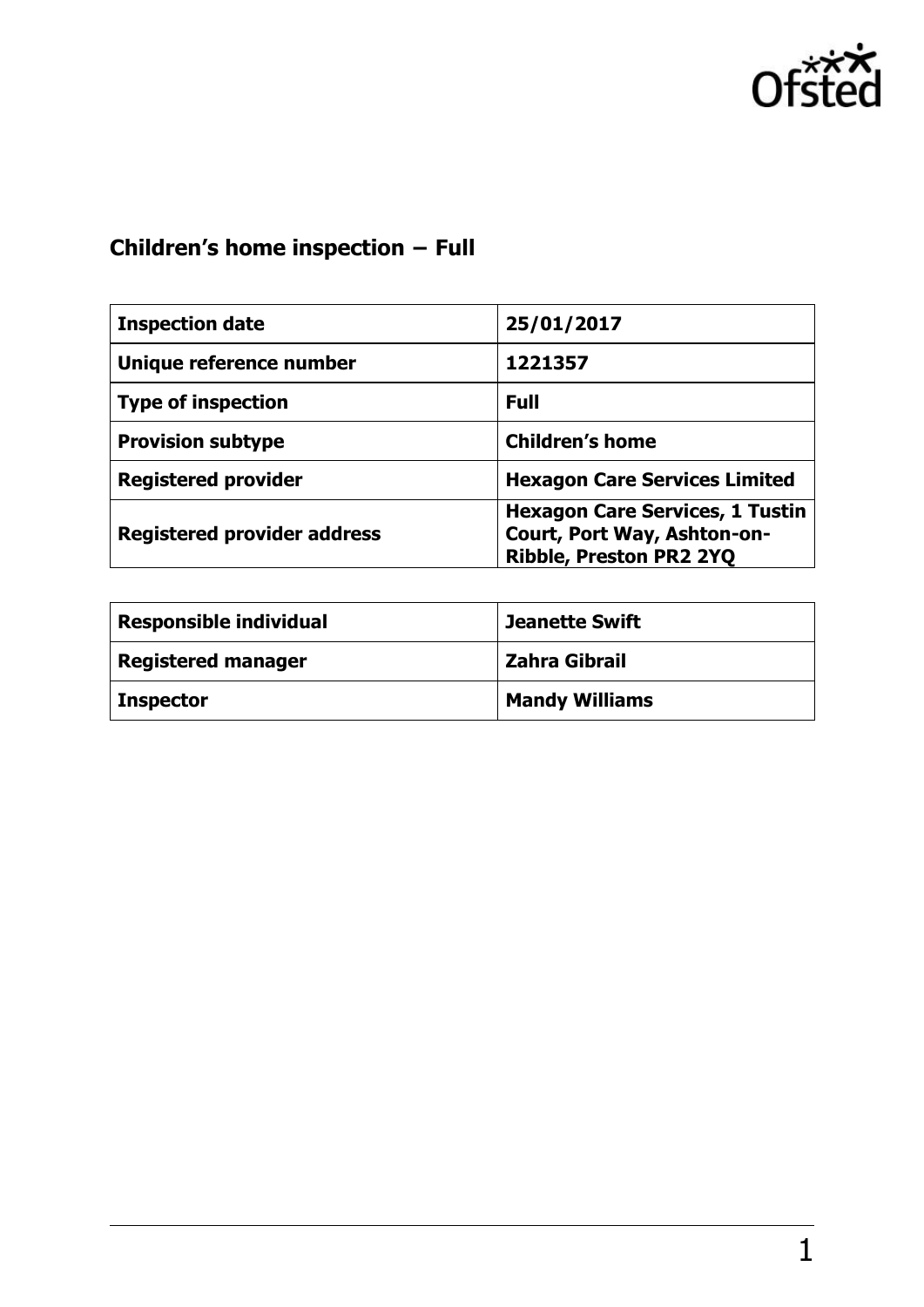Ofsted

# Children's home inspection − Full

| Inspection date | 25/01/2017 |
|---|---|
| Unique reference number | 1221357 |
| Type of inspection | Full |
| Provision subtype | Children's home |
| Registered provider | Hexagon Care Services Limited |
| Registered provider address | Hexagon Care Services, 1 Tustin Court, Port Way, Ashton-on-Ribble, Preston PR2 2YQ |

| Responsible individual | Jeanette Swift |
|---|---|
| Registered manager | Zahra Gibrail |
| Inspector | Mandy Williams |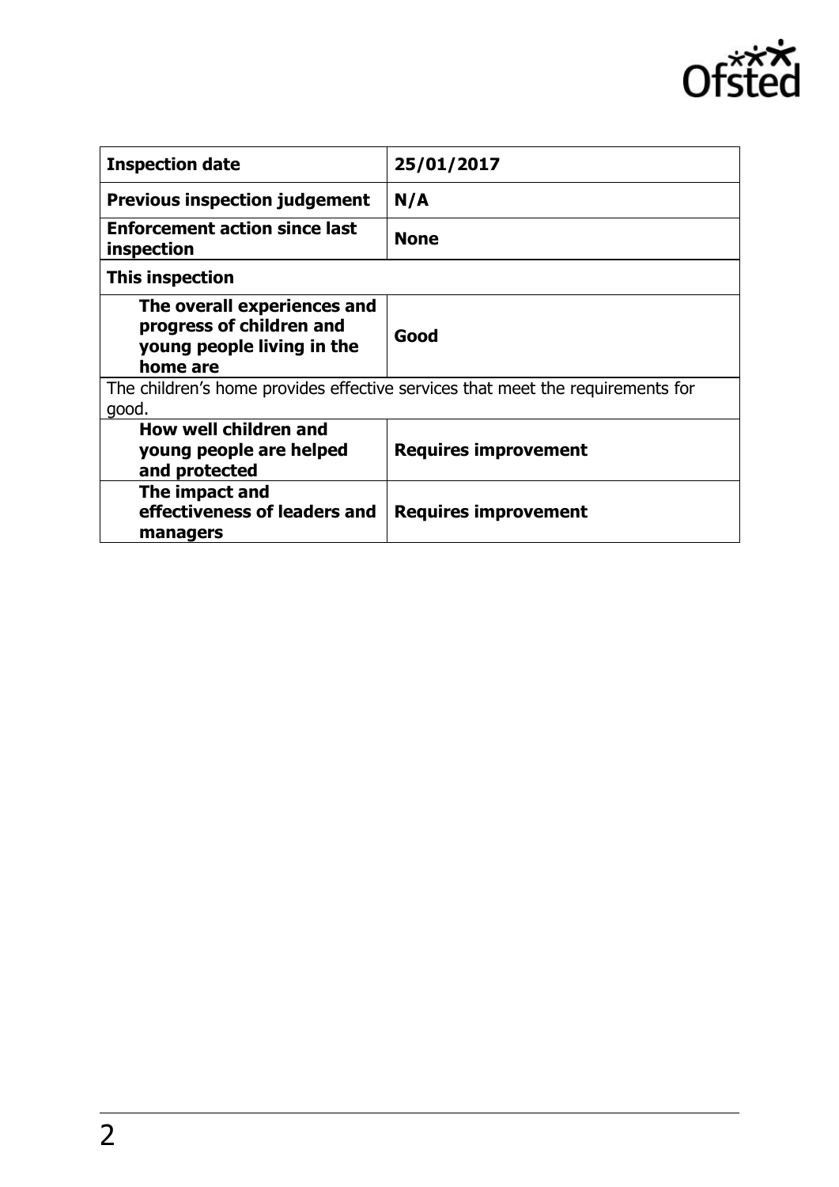| **Inspection date** | **25/01/2017** |
|---|---|
| **Previous inspection judgement** | **N/A** |
| **Enforcement action since last inspection** | **None** |
| **This inspection** | |
| **The overall experiences and progress of children and young people living in the home are** | **Good** |
| The children's home provides effective services that meet the requirements for good. | |
| **How well children and young people are helped and protected** | **Requires improvement** |
| **The impact and effectiveness of leaders and managers** | **Requires improvement** |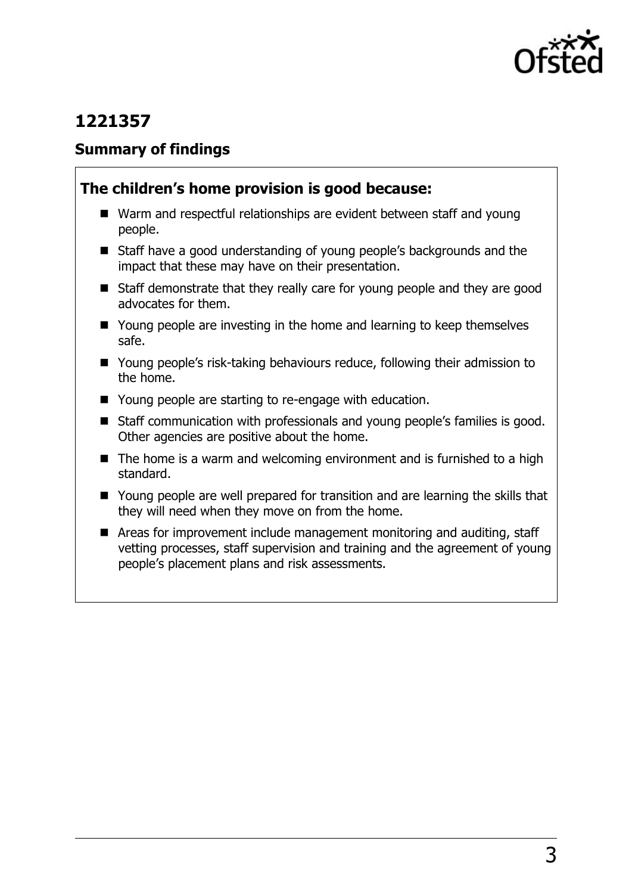## 1221357

### Summary of findings

**The children's home provision is good because:**

- Warm and respectful relationships are evident between staff and young people.
- Staff have a good understanding of young people's backgrounds and the impact that these may have on their presentation.
- Staff demonstrate that they really care for young people and they are good advocates for them.
- Young people are investing in the home and learning to keep themselves safe.
- Young people's risk-taking behaviours reduce, following their admission to the home.
- Young people are starting to re-engage with education.
- Staff communication with professionals and young people's families is good. Other agencies are positive about the home.
- The home is a warm and welcoming environment and is furnished to a high standard.
- Young people are well prepared for transition and are learning the skills that they will need when they move on from the home.
- Areas for improvement include management monitoring and auditing, staff vetting processes, staff supervision and training and the agreement of young people's placement plans and risk assessments.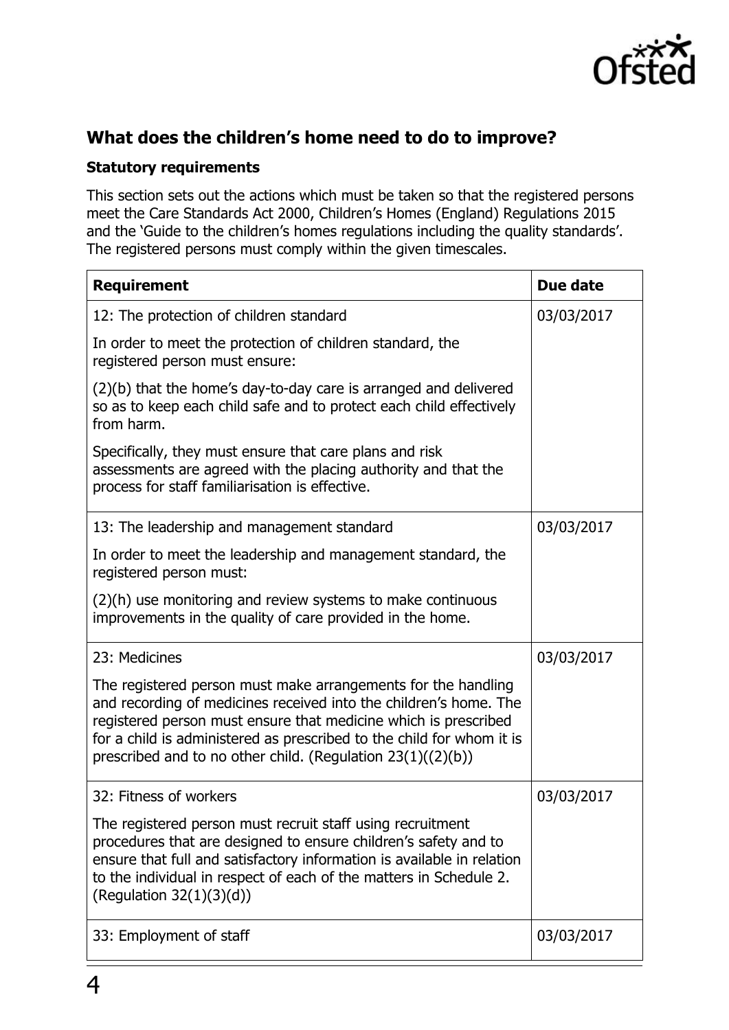## What does the children's home need to do to improve?

### Statutory requirements

This section sets out the actions which must be taken so that the registered persons meet the Care Standards Act 2000, Children's Homes (England) Regulations 2015 and the 'Guide to the children's homes regulations including the quality standards'. The registered persons must comply within the given timescales.

| Requirement | Due date |
| --- | --- |
| 12: The protection of children standard<br><br>In order to meet the protection of children standard, the registered person must ensure:<br><br>(2)(b) that the home's day-to-day care is arranged and delivered so as to keep each child safe and to protect each child effectively from harm.<br><br>Specifically, they must ensure that care plans and risk assessments are agreed with the placing authority and that the process for staff familiarisation is effective. | 03/03/2017 |
| 13: The leadership and management standard<br><br>In order to meet the leadership and management standard, the registered person must:<br><br>(2)(h) use monitoring and review systems to make continuous improvements in the quality of care provided in the home. | 03/03/2017 |
| 23: Medicines<br><br>The registered person must make arrangements for the handling and recording of medicines received into the children's home. The registered person must ensure that medicine which is prescribed for a child is administered as prescribed to the child for whom it is prescribed and to no other child. (Regulation 23(1)((2)(b)) | 03/03/2017 |
| 32: Fitness of workers<br><br>The registered person must recruit staff using recruitment procedures that are designed to ensure children's safety and to ensure that full and satisfactory information is available in relation to the individual in respect of each of the matters in Schedule 2. (Regulation 32(1)(3)(d)) | 03/03/2017 |
| 33: Employment of staff | 03/03/2017 |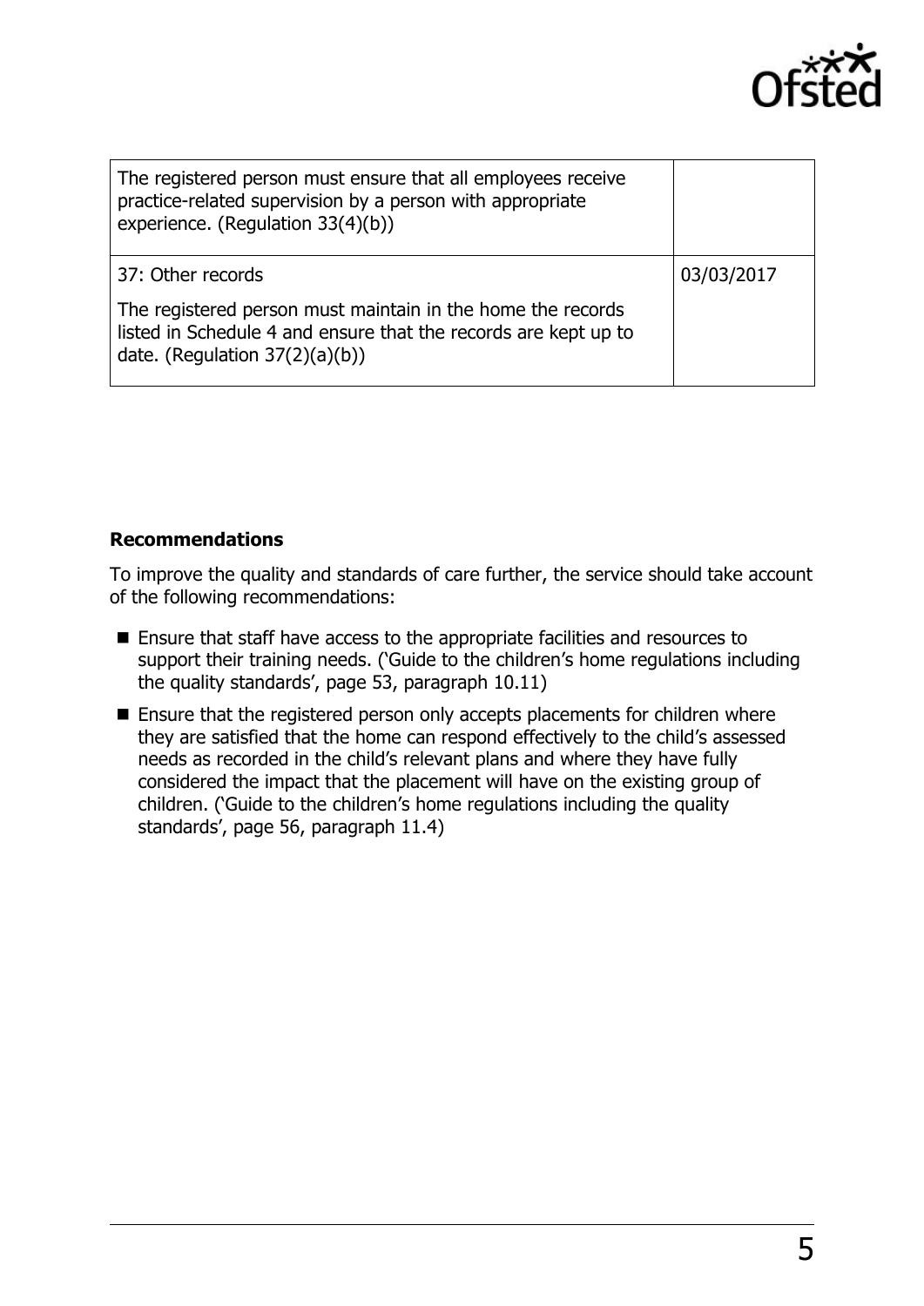| | |
|---|---|
| The registered person must ensure that all employees receive practice-related supervision by a person with appropriate experience. (Regulation 33(4)(b)) | |
| 37: Other records<br><br>The registered person must maintain in the home the records listed in Schedule 4 and ensure that the records are kept up to date. (Regulation 37(2)(a)(b)) | 03/03/2017 |

**Recommendations**

To improve the quality and standards of care further, the service should take account of the following recommendations:

- Ensure that staff have access to the appropriate facilities and resources to support their training needs. ('Guide to the children's home regulations including the quality standards', page 53, paragraph 10.11)
- Ensure that the registered person only accepts placements for children where they are satisfied that the home can respond effectively to the child's assessed needs as recorded in the child's relevant plans and where they have fully considered the impact that the placement will have on the existing group of children. ('Guide to the children's home regulations including the quality standards', page 56, paragraph 11.4)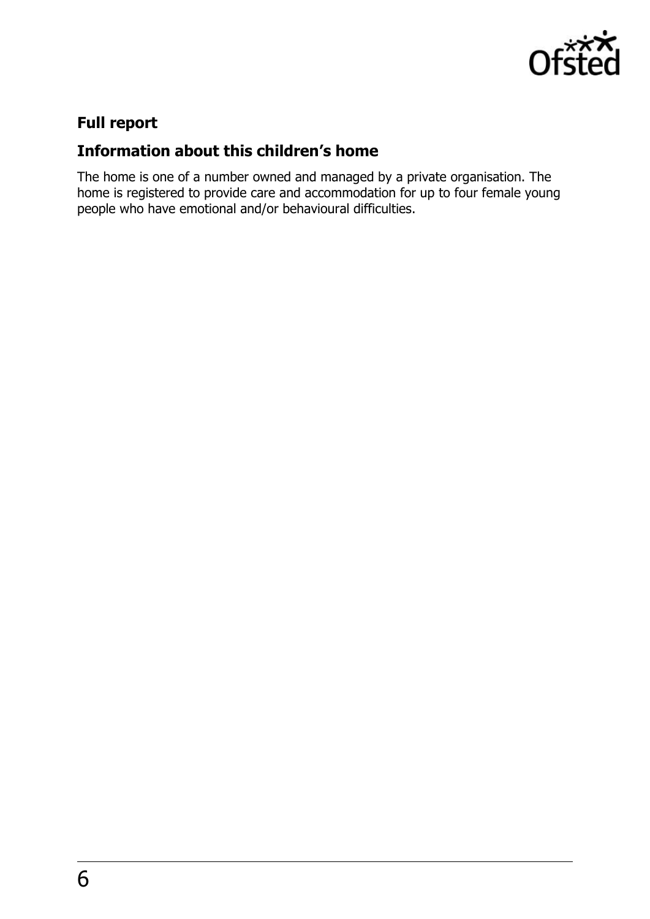## Full report

## Information about this children's home

The home is one of a number owned and managed by a private organisation. The home is registered to provide care and accommodation for up to four female young people who have emotional and/or behavioural difficulties.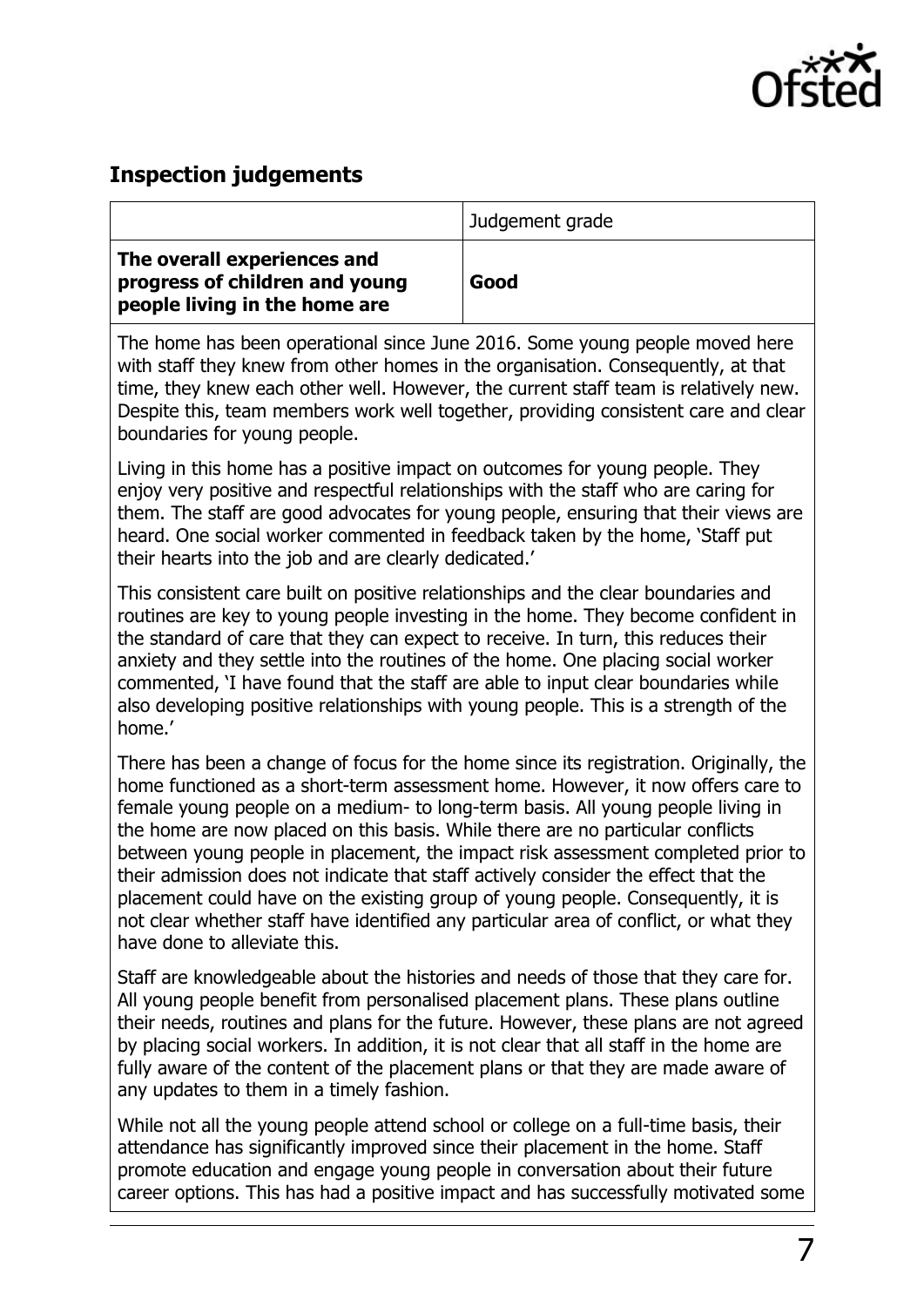## Inspection judgements

| | Judgement grade |
|---|---|
| **The overall experiences and progress of children and young people living in the home are** | **Good** |

The home has been operational since June 2016. Some young people moved here with staff they knew from other homes in the organisation. Consequently, at that time, they knew each other well. However, the current staff team is relatively new. Despite this, team members work well together, providing consistent care and clear boundaries for young people.

Living in this home has a positive impact on outcomes for young people. They enjoy very positive and respectful relationships with the staff who are caring for them. The staff are good advocates for young people, ensuring that their views are heard. One social worker commented in feedback taken by the home, 'Staff put their hearts into the job and are clearly dedicated.'

This consistent care built on positive relationships and the clear boundaries and routines are key to young people investing in the home. They become confident in the standard of care that they can expect to receive. In turn, this reduces their anxiety and they settle into the routines of the home. One placing social worker commented, 'I have found that the staff are able to input clear boundaries while also developing positive relationships with young people. This is a strength of the home.'

There has been a change of focus for the home since its registration. Originally, the home functioned as a short-term assessment home. However, it now offers care to female young people on a medium- to long-term basis. All young people living in the home are now placed on this basis. While there are no particular conflicts between young people in placement, the impact risk assessment completed prior to their admission does not indicate that staff actively consider the effect that the placement could have on the existing group of young people. Consequently, it is not clear whether staff have identified any particular area of conflict, or what they have done to alleviate this.

Staff are knowledgeable about the histories and needs of those that they care for. All young people benefit from personalised placement plans. These plans outline their needs, routines and plans for the future. However, these plans are not agreed by placing social workers. In addition, it is not clear that all staff in the home are fully aware of the content of the placement plans or that they are made aware of any updates to them in a timely fashion.

While not all the young people attend school or college on a full-time basis, their attendance has significantly improved since their placement in the home. Staff promote education and engage young people in conversation about their future career options. This has had a positive impact and has successfully motivated some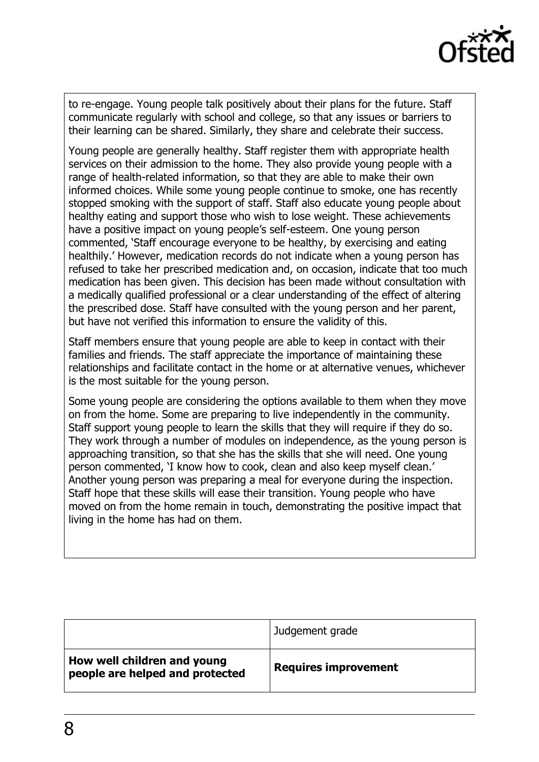to re-engage. Young people talk positively about their plans for the future. Staff communicate regularly with school and college, so that any issues or barriers to their learning can be shared. Similarly, they share and celebrate their success.

Young people are generally healthy. Staff register them with appropriate health services on their admission to the home. They also provide young people with a range of health-related information, so that they are able to make their own informed choices. While some young people continue to smoke, one has recently stopped smoking with the support of staff. Staff also educate young people about healthy eating and support those who wish to lose weight. These achievements have a positive impact on young people's self-esteem. One young person commented, 'Staff encourage everyone to be healthy, by exercising and eating healthily.' However, medication records do not indicate when a young person has refused to take her prescribed medication and, on occasion, indicate that too much medication has been given. This decision has been made without consultation with a medically qualified professional or a clear understanding of the effect of altering the prescribed dose. Staff have consulted with the young person and her parent, but have not verified this information to ensure the validity of this.

Staff members ensure that young people are able to keep in contact with their families and friends. The staff appreciate the importance of maintaining these relationships and facilitate contact in the home or at alternative venues, whichever is the most suitable for the young person.

Some young people are considering the options available to them when they move on from the home. Some are preparing to live independently in the community. Staff support young people to learn the skills that they will require if they do so. They work through a number of modules on independence, as the young person is approaching transition, so that she has the skills that she will need. One young person commented, 'I know how to cook, clean and also keep myself clean.' Another young person was preparing a meal for everyone during the inspection. Staff hope that these skills will ease their transition. Young people who have moved on from the home remain in touch, demonstrating the positive impact that living in the home has had on them.

| | Judgement grade |
|---|---|
| **How well children and young people are helped and protected** | **Requires improvement** |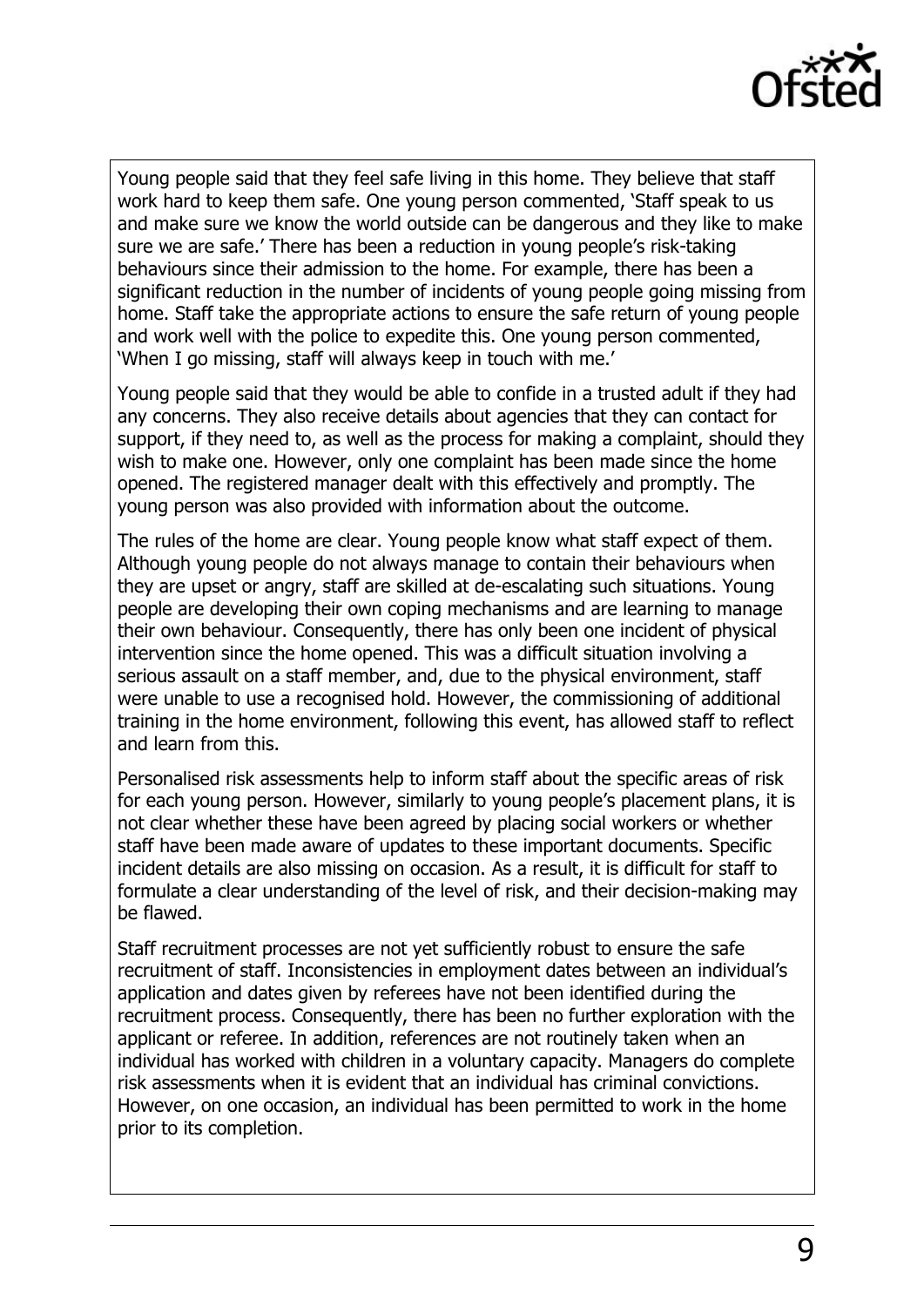Young people said that they feel safe living in this home. They believe that staff work hard to keep them safe. One young person commented, 'Staff speak to us and make sure we know the world outside can be dangerous and they like to make sure we are safe.' There has been a reduction in young people's risk-taking behaviours since their admission to the home. For example, there has been a significant reduction in the number of incidents of young people going missing from home. Staff take the appropriate actions to ensure the safe return of young people and work well with the police to expedite this. One young person commented, 'When I go missing, staff will always keep in touch with me.'

Young people said that they would be able to confide in a trusted adult if they had any concerns. They also receive details about agencies that they can contact for support, if they need to, as well as the process for making a complaint, should they wish to make one. However, only one complaint has been made since the home opened. The registered manager dealt with this effectively and promptly. The young person was also provided with information about the outcome.

The rules of the home are clear. Young people know what staff expect of them. Although young people do not always manage to contain their behaviours when they are upset or angry, staff are skilled at de-escalating such situations. Young people are developing their own coping mechanisms and are learning to manage their own behaviour. Consequently, there has only been one incident of physical intervention since the home opened. This was a difficult situation involving a serious assault on a staff member, and, due to the physical environment, staff were unable to use a recognised hold. However, the commissioning of additional training in the home environment, following this event, has allowed staff to reflect and learn from this.

Personalised risk assessments help to inform staff about the specific areas of risk for each young person. However, similarly to young people's placement plans, it is not clear whether these have been agreed by placing social workers or whether staff have been made aware of updates to these important documents. Specific incident details are also missing on occasion. As a result, it is difficult for staff to formulate a clear understanding of the level of risk, and their decision-making may be flawed.

Staff recruitment processes are not yet sufficiently robust to ensure the safe recruitment of staff. Inconsistencies in employment dates between an individual's application and dates given by referees have not been identified during the recruitment process. Consequently, there has been no further exploration with the applicant or referee. In addition, references are not routinely taken when an individual has worked with children in a voluntary capacity. Managers do complete risk assessments when it is evident that an individual has criminal convictions. However, on one occasion, an individual has been permitted to work in the home prior to its completion.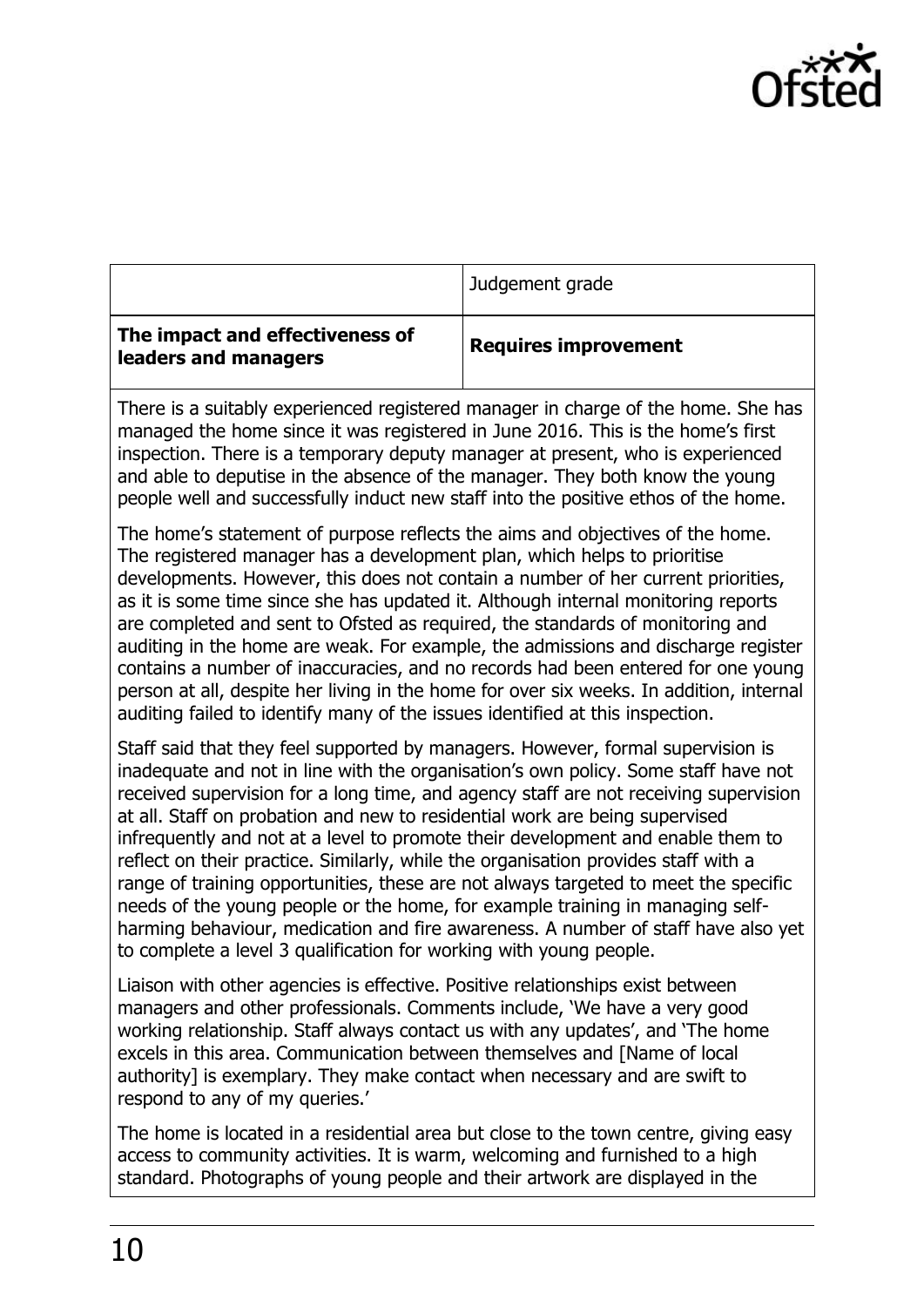| | Judgement grade |
| --- | --- |
| **The impact and effectiveness of leaders and managers** | **Requires improvement** |

There is a suitably experienced registered manager in charge of the home. She has managed the home since it was registered in June 2016. This is the home's first inspection. There is a temporary deputy manager at present, who is experienced and able to deputise in the absence of the manager. They both know the young people well and successfully induct new staff into the positive ethos of the home.

The home's statement of purpose reflects the aims and objectives of the home. The registered manager has a development plan, which helps to prioritise developments. However, this does not contain a number of her current priorities, as it is some time since she has updated it. Although internal monitoring reports are completed and sent to Ofsted as required, the standards of monitoring and auditing in the home are weak. For example, the admissions and discharge register contains a number of inaccuracies, and no records had been entered for one young person at all, despite her living in the home for over six weeks. In addition, internal auditing failed to identify many of the issues identified at this inspection.

Staff said that they feel supported by managers. However, formal supervision is inadequate and not in line with the organisation's own policy. Some staff have not received supervision for a long time, and agency staff are not receiving supervision at all. Staff on probation and new to residential work are being supervised infrequently and not at a level to promote their development and enable them to reflect on their practice. Similarly, while the organisation provides staff with a range of training opportunities, these are not always targeted to meet the specific needs of the young people or the home, for example training in managing self-harming behaviour, medication and fire awareness. A number of staff have also yet to complete a level 3 qualification for working with young people.

Liaison with other agencies is effective. Positive relationships exist between managers and other professionals. Comments include, 'We have a very good working relationship. Staff always contact us with any updates', and 'The home excels in this area. Communication between themselves and [Name of local authority] is exemplary. They make contact when necessary and are swift to respond to any of my queries.'

The home is located in a residential area but close to the town centre, giving easy access to community activities. It is warm, welcoming and furnished to a high standard. Photographs of young people and their artwork are displayed in the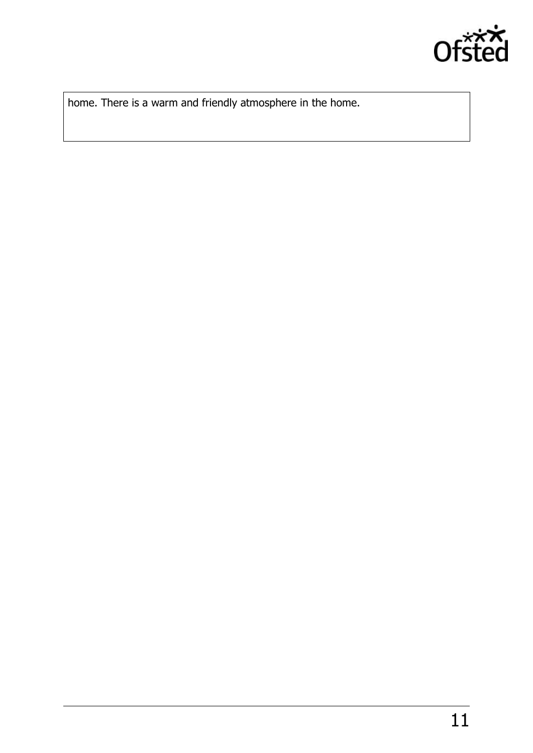home. There is a warm and friendly atmosphere in the home.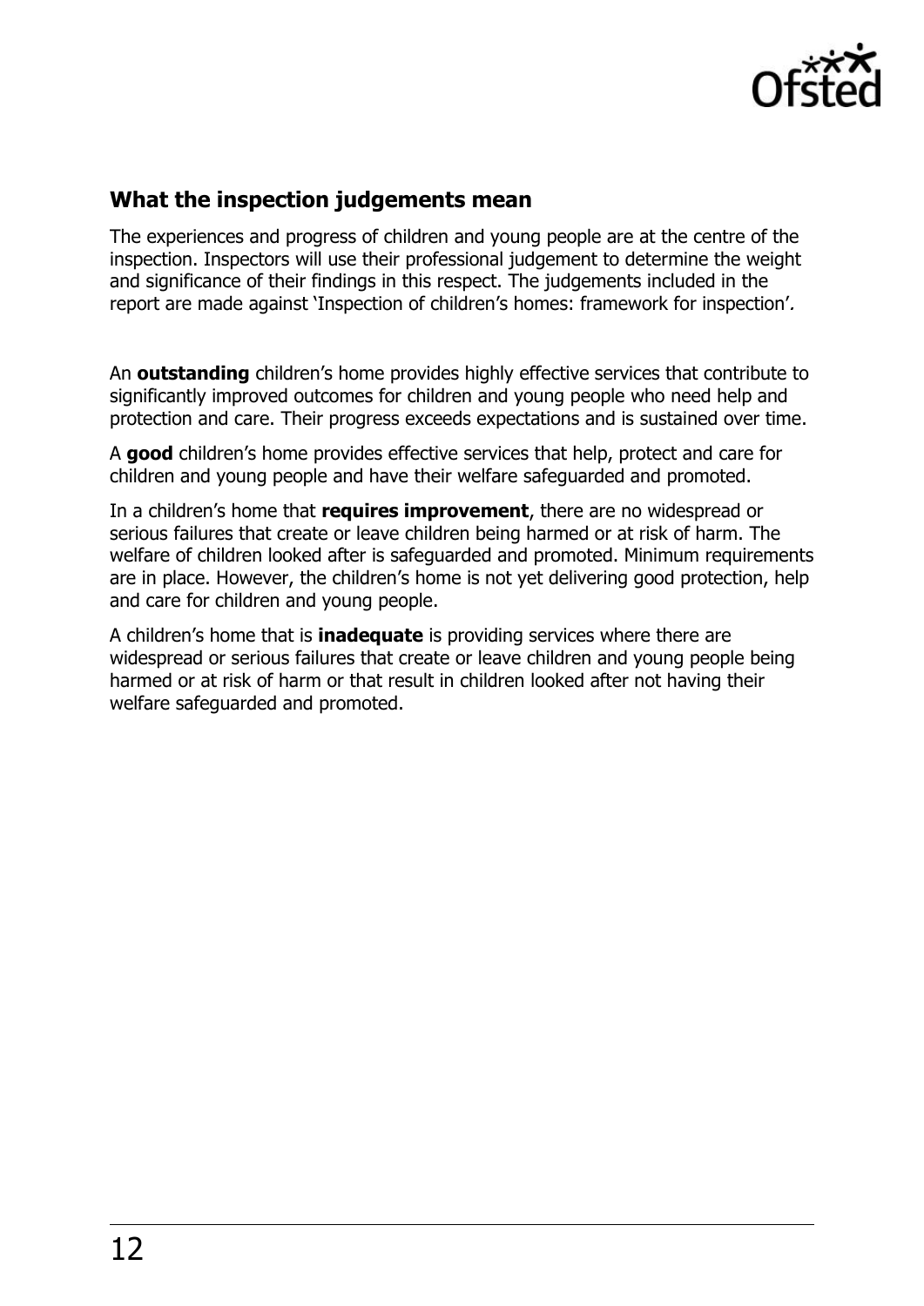## What the inspection judgements mean

The experiences and progress of children and young people are at the centre of the inspection. Inspectors will use their professional judgement to determine the weight and significance of their findings in this respect. The judgements included in the report are made against 'Inspection of children's homes: framework for inspection'.

An **outstanding** children's home provides highly effective services that contribute to significantly improved outcomes for children and young people who need help and protection and care. Their progress exceeds expectations and is sustained over time.

A **good** children's home provides effective services that help, protect and care for children and young people and have their welfare safeguarded and promoted.

In a children's home that **requires improvement**, there are no widespread or serious failures that create or leave children being harmed or at risk of harm. The welfare of children looked after is safeguarded and promoted. Minimum requirements are in place. However, the children's home is not yet delivering good protection, help and care for children and young people.

A children's home that is **inadequate** is providing services where there are widespread or serious failures that create or leave children and young people being harmed or at risk of harm or that result in children looked after not having their welfare safeguarded and promoted.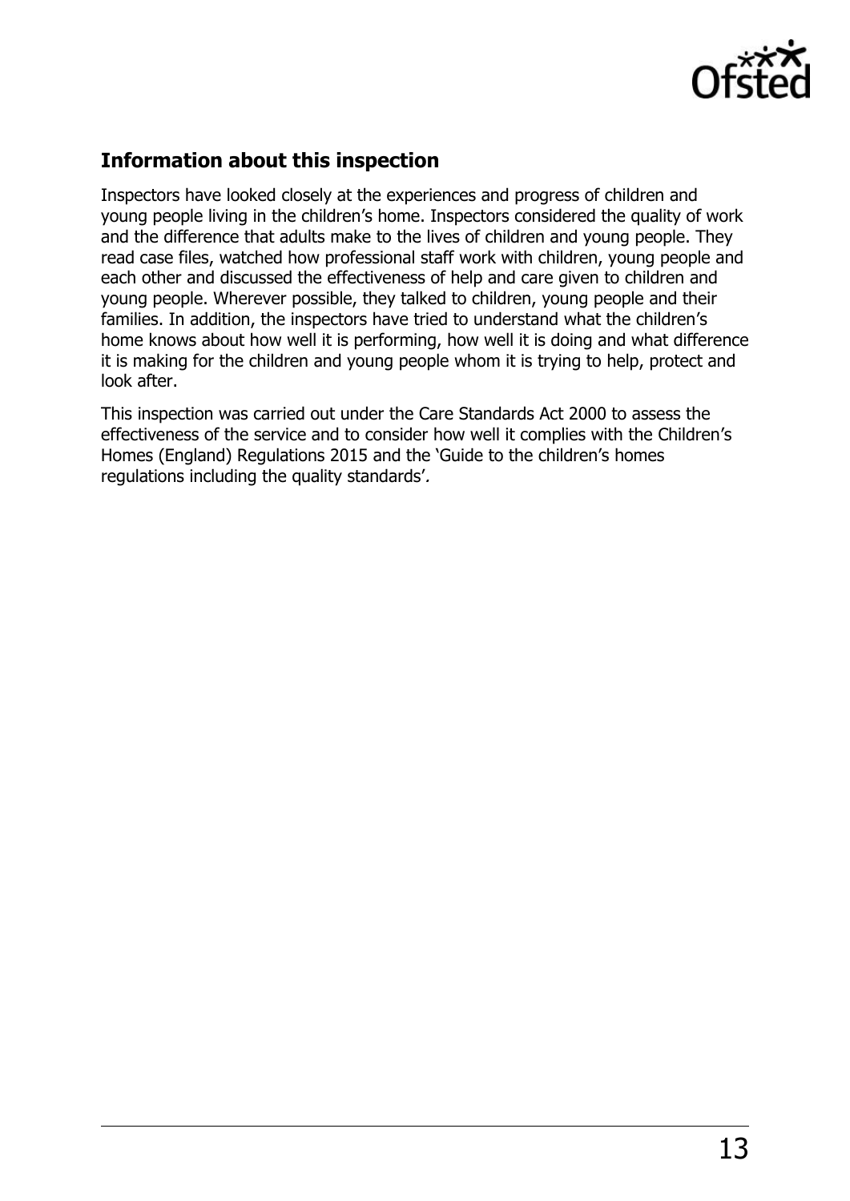## Information about this inspection

Inspectors have looked closely at the experiences and progress of children and young people living in the children's home. Inspectors considered the quality of work and the difference that adults make to the lives of children and young people. They read case files, watched how professional staff work with children, young people and each other and discussed the effectiveness of help and care given to children and young people. Wherever possible, they talked to children, young people and their families. In addition, the inspectors have tried to understand what the children's home knows about how well it is performing, how well it is doing and what difference it is making for the children and young people whom it is trying to help, protect and look after.

This inspection was carried out under the Care Standards Act 2000 to assess the effectiveness of the service and to consider how well it complies with the Children's Homes (England) Regulations 2015 and the 'Guide to the children's homes regulations including the quality standards'*.*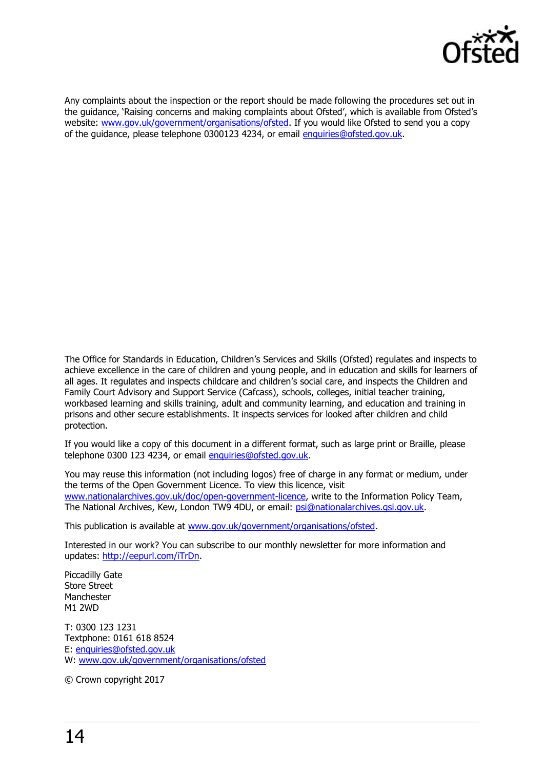Any complaints about the inspection or the report should be made following the procedures set out in the guidance, 'Raising concerns and making complaints about Ofsted', which is available from Ofsted's website: www.gov.uk/government/organisations/ofsted. If you would like Ofsted to send you a copy of the guidance, please telephone 0300123 4234, or email enquiries@ofsted.gov.uk.

The Office for Standards in Education, Children's Services and Skills (Ofsted) regulates and inspects to achieve excellence in the care of children and young people, and in education and skills for learners of all ages. It regulates and inspects childcare and children's social care, and inspects the Children and Family Court Advisory and Support Service (Cafcass), schools, colleges, initial teacher training, workbased learning and skills training, adult and community learning, and education and training in prisons and other secure establishments. It inspects services for looked after children and child protection.

If you would like a copy of this document in a different format, such as large print or Braille, please telephone 0300 123 4234, or email enquiries@ofsted.gov.uk.

You may reuse this information (not including logos) free of charge in any format or medium, under the terms of the Open Government Licence. To view this licence, visit www.nationalarchives.gov.uk/doc/open-government-licence, write to the Information Policy Team, The National Archives, Kew, London TW9 4DU, or email: psi@nationalarchives.gsi.gov.uk.

This publication is available at www.gov.uk/government/organisations/ofsted.

Interested in our work? You can subscribe to our monthly newsletter for more information and updates: http://eepurl.com/iTrDn.

Piccadilly Gate
Store Street
Manchester
M1 2WD

T: 0300 123 1231
Textphone: 0161 618 8524
E: enquiries@ofsted.gov.uk
W: www.gov.uk/government/organisations/ofsted

© Crown copyright 2017